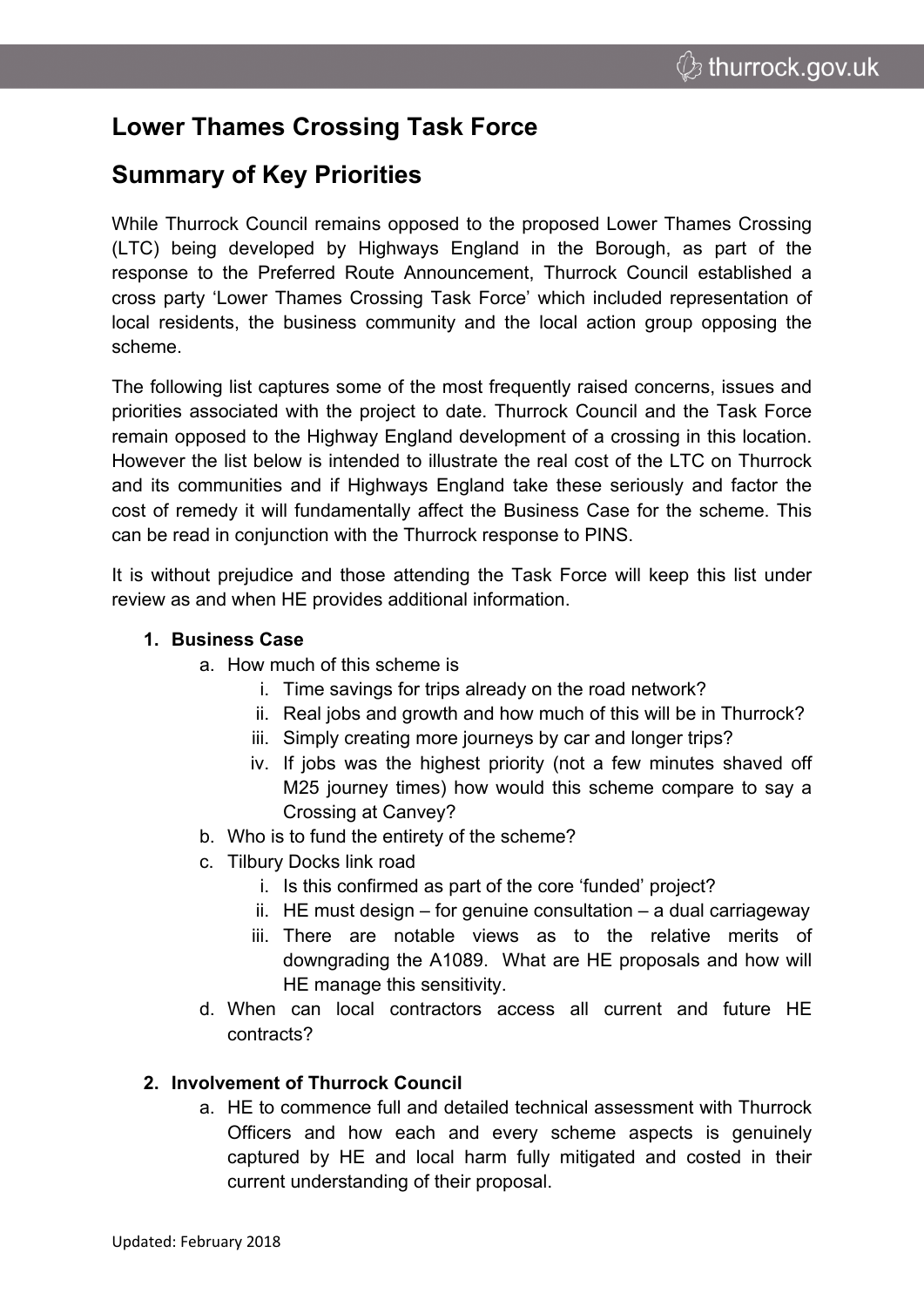# Lower Thames Crossing Task Force

## Summary of Key Priorities

While Thurrock Council remains opposed to the proposed Lower Thames Crossing (LTC) being developed by Highways England in the Borough, as part of the response to the Preferred Route Announcement, Thurrock Council established a cross party 'Lower Thames Crossing Task Force' which included representation of local residents, the business community and the local action group opposing the scheme.

The following list captures some of the most frequently raised concerns, issues and priorities associated with the project to date. Thurrock Council and the Task Force remain opposed to the Highway England development of a crossing in this location. However the list below is intended to illustrate the real cost of the LTC on Thurrock and its communities and if Highways England take these seriously and factor the cost of remedy it will fundamentally affect the Business Case for the scheme. This can be read in conjunction with the Thurrock response to PINS.

It is without prejudice and those attending the Task Force will keep this list under review as and when HE provides additional information.

1. **Business Case**
   a. How much of this scheme is
      i. Time savings for trips already on the road network?
      ii. Real jobs and growth and how much of this will be in Thurrock?
      iii. Simply creating more journeys by car and longer trips?
      iv. If jobs was the highest priority (not a few minutes shaved off M25 journey times) how would this scheme compare to say a Crossing at Canvey?
   b. Who is to fund the entirety of the scheme?
   c. Tilbury Docks link road
      i. Is this confirmed as part of the core 'funded' project?
      ii. HE must design – for genuine consultation – a dual carriageway
      iii. There are notable views as to the relative merits of downgrading the A1089. What are HE proposals and how will HE manage this sensitivity.
   d. When can local contractors access all current and future HE contracts?

2. **Involvement of Thurrock Council**
   a. HE to commence full and detailed technical assessment with Thurrock Officers and how each and every scheme aspects is genuinely captured by HE and local harm fully mitigated and costed in their current understanding of their proposal.

Updated: February 2018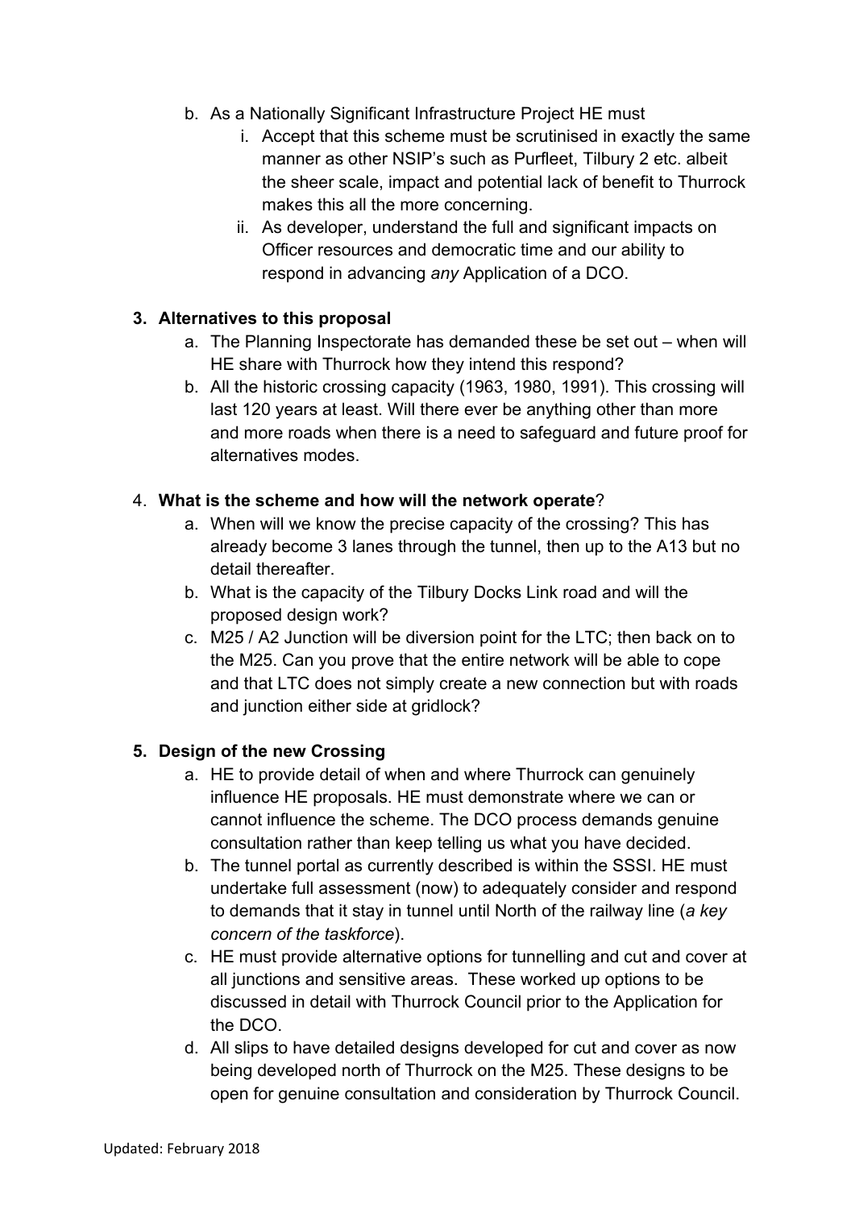b. As a Nationally Significant Infrastructure Project HE must
    i. Accept that this scheme must be scrutinised in exactly the same manner as other NSIP's such as Purfleet, Tilbury 2 etc. albeit the sheer scale, impact and potential lack of benefit to Thurrock makes this all the more concerning.
    ii. As developer, understand the full and significant impacts on Officer resources and democratic time and our ability to respond in advancing *any* Application of a DCO.

3. **Alternatives to this proposal**
    a. The Planning Inspectorate has demanded these be set out – when will HE share with Thurrock how they intend this respond?
    b. All the historic crossing capacity (1963, 1980, 1991). This crossing will last 120 years at least. Will there ever be anything other than more and more roads when there is a need to safeguard and future proof for alternatives modes.

4. **What is the scheme and how will the network operate**?
    a. When will we know the precise capacity of the crossing? This has already become 3 lanes through the tunnel, then up to the A13 but no detail thereafter.
    b. What is the capacity of the Tilbury Docks Link road and will the proposed design work?
    c. M25 / A2 Junction will be diversion point for the LTC; then back on to the M25. Can you prove that the entire network will be able to cope and that LTC does not simply create a new connection but with roads and junction either side at gridlock?

5. **Design of the new Crossing**
    a. HE to provide detail of when and where Thurrock can genuinely influence HE proposals. HE must demonstrate where we can or cannot influence the scheme. The DCO process demands genuine consultation rather than keep telling us what you have decided.
    b. The tunnel portal as currently described is within the SSSI. HE must undertake full assessment (now) to adequately consider and respond to demands that it stay in tunnel until North of the railway line (*a key concern of the taskforce*).
    c. HE must provide alternative options for tunnelling and cut and cover at all junctions and sensitive areas. These worked up options to be discussed in detail with Thurrock Council prior to the Application for the DCO.
    d. All slips to have detailed designs developed for cut and cover as now being developed north of Thurrock on the M25. These designs to be open for genuine consultation and consideration by Thurrock Council.

Updated: February 2018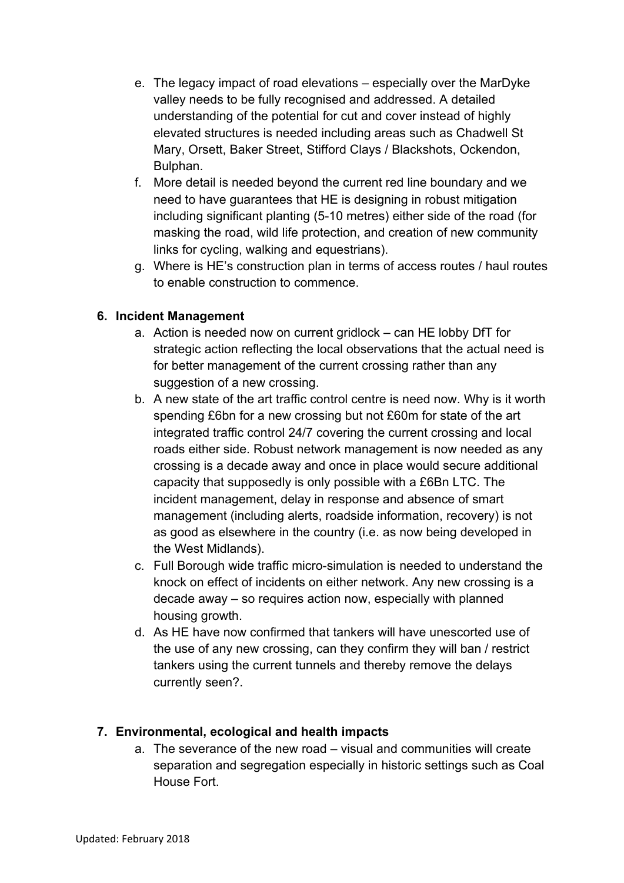e. The legacy impact of road elevations – especially over the MarDyke valley needs to be fully recognised and addressed. A detailed understanding of the potential for cut and cover instead of highly elevated structures is needed including areas such as Chadwell St Mary, Orsett, Baker Street, Stifford Clays / Blackshots, Ockendon, Bulphan.

f. More detail is needed beyond the current red line boundary and we need to have guarantees that HE is designing in robust mitigation including significant planting (5-10 metres) either side of the road (for masking the road, wild life protection, and creation of new community links for cycling, walking and equestrians).

g. Where is HE's construction plan in terms of access routes / haul routes to enable construction to commence.

**6. Incident Management**

a. Action is needed now on current gridlock – can HE lobby DfT for strategic action reflecting the local observations that the actual need is for better management of the current crossing rather than any suggestion of a new crossing.

b. A new state of the art traffic control centre is need now. Why is it worth spending £6bn for a new crossing but not £60m for state of the art integrated traffic control 24/7 covering the current crossing and local roads either side. Robust network management is now needed as any crossing is a decade away and once in place would secure additional capacity that supposedly is only possible with a £6Bn LTC. The incident management, delay in response and absence of smart management (including alerts, roadside information, recovery) is not as good as elsewhere in the country (i.e. as now being developed in the West Midlands).

c. Full Borough wide traffic micro-simulation is needed to understand the knock on effect of incidents on either network. Any new crossing is a decade away – so requires action now, especially with planned housing growth.

d. As HE have now confirmed that tankers will have unescorted use of the use of any new crossing, can they confirm they will ban / restrict tankers using the current tunnels and thereby remove the delays currently seen?.

**7. Environmental, ecological and health impacts**

a. The severance of the new road – visual and communities will create separation and segregation especially in historic settings such as Coal House Fort.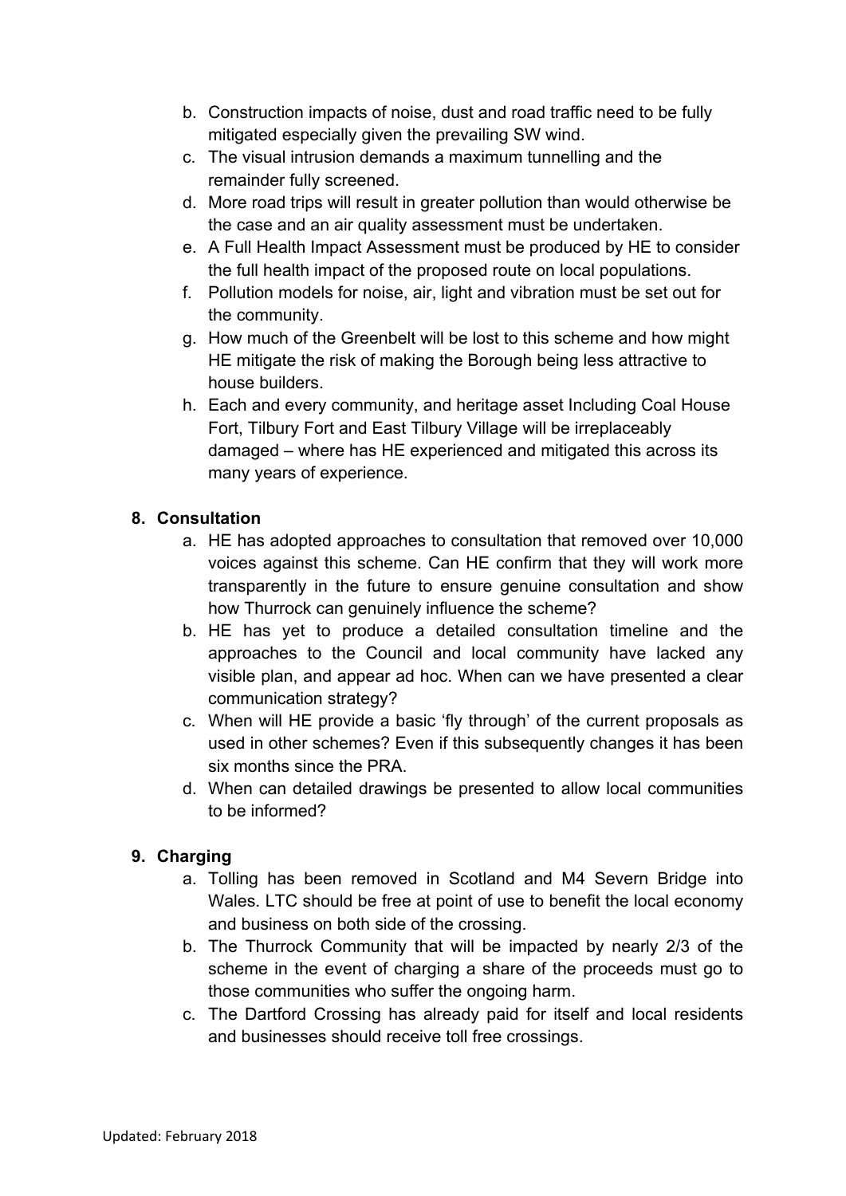b. Construction impacts of noise, dust and road traffic need to be fully mitigated especially given the prevailing SW wind.
c. The visual intrusion demands a maximum tunnelling and the remainder fully screened.
d. More road trips will result in greater pollution than would otherwise be the case and an air quality assessment must be undertaken.
e. A Full Health Impact Assessment must be produced by HE to consider the full health impact of the proposed route on local populations.
f. Pollution models for noise, air, light and vibration must be set out for the community.
g. How much of the Greenbelt will be lost to this scheme and how might HE mitigate the risk of making the Borough being less attractive to house builders.
h. Each and every community, and heritage asset Including Coal House Fort, Tilbury Fort and East Tilbury Village will be irreplaceably damaged – where has HE experienced and mitigated this across its many years of experience.

**8. Consultation**

a. HE has adopted approaches to consultation that removed over 10,000 voices against this scheme. Can HE confirm that they will work more transparently in the future to ensure genuine consultation and show how Thurrock can genuinely influence the scheme?
b. HE has yet to produce a detailed consultation timeline and the approaches to the Council and local community have lacked any visible plan, and appear ad hoc. When can we have presented a clear communication strategy?
c. When will HE provide a basic 'fly through' of the current proposals as used in other schemes? Even if this subsequently changes it has been six months since the PRA.
d. When can detailed drawings be presented to allow local communities to be informed?

**9. Charging**

a. Tolling has been removed in Scotland and M4 Severn Bridge into Wales. LTC should be free at point of use to benefit the local economy and business on both side of the crossing.
b. The Thurrock Community that will be impacted by nearly 2/3 of the scheme in the event of charging a share of the proceeds must go to those communities who suffer the ongoing harm.
c. The Dartford Crossing has already paid for itself and local residents and businesses should receive toll free crossings.